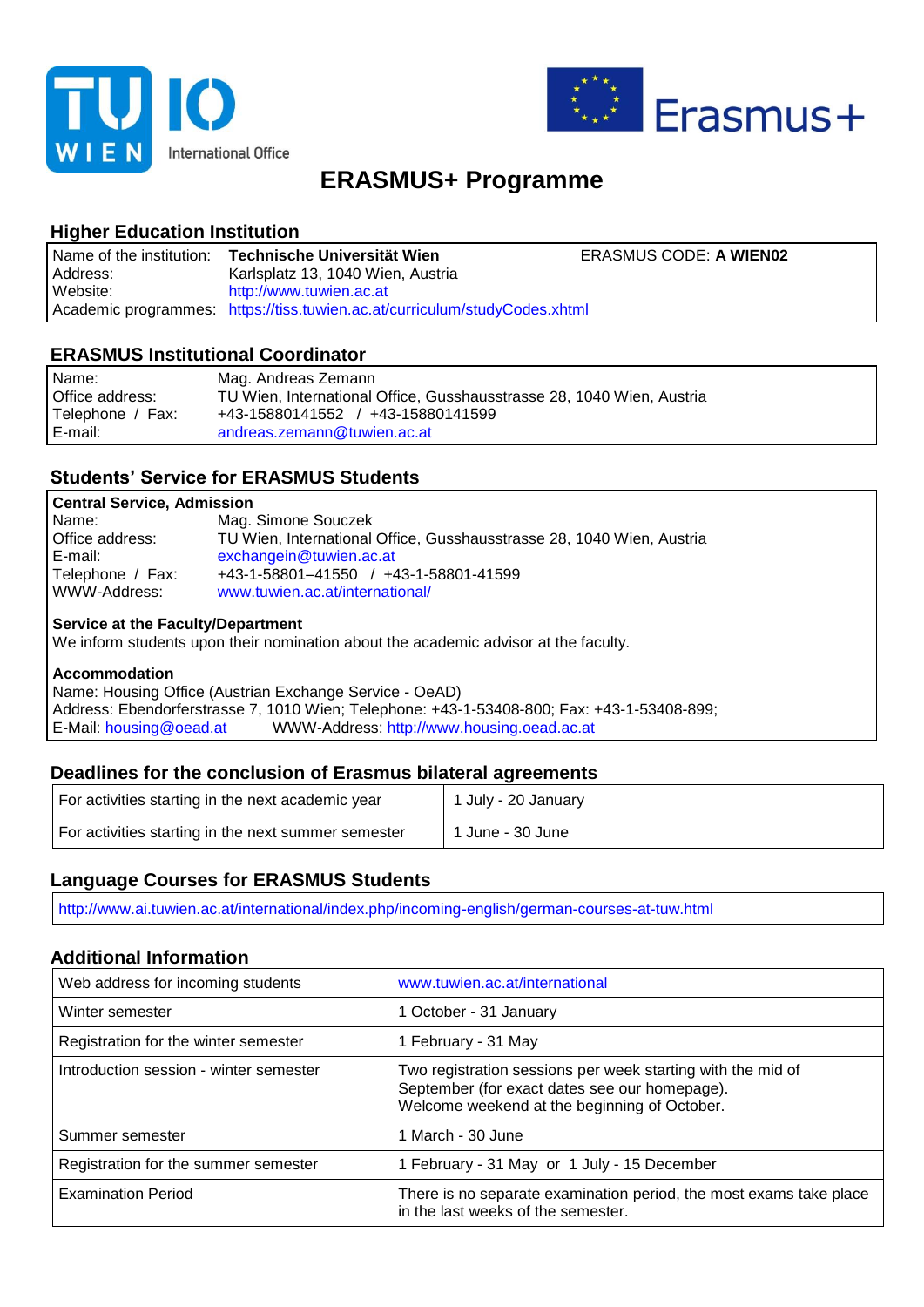TU WIEN International Office

Erasmus+

# ERASMUS+ Programme

## Higher Education Institution

| | | |
|---|---|---|
| Name of the institution: | **Technische Universität Wien** | ERASMUS CODE: **A WIEN02** |
| Address: | Karlsplatz 13, 1040 Wien, Austria | |
| Website: | http://www.tuwien.ac.at | |
| Academic programmes: | https://tiss.tuwien.ac.at/curriculum/studyCodes.xhtml | |

## ERASMUS Institutional Coordinator

| | |
|---|---|
| Name: | Mag. Andreas Zemann |
| Office address: | TU Wien, International Office, Gusshausstrasse 28, 1040 Wien, Austria |
| Telephone / Fax: | +43-15880141552 / +43-15880141599 |
| E-mail: | andreas.zemann@tuwien.ac.at |

## Students' Service for ERASMUS Students

**Central Service, Admission**

| | |
|---|---|
| Name: | Mag. Simone Souczek |
| Office address: | TU Wien, International Office, Gusshausstrasse 28, 1040 Wien, Austria |
| E-mail: | exchangein@tuwien.ac.at |
| Telephone / Fax: | +43-1-58801–41550 / +43-1-58801-41599 |
| WWW-Address: | www.tuwien.ac.at/international/ |

**Service at the Faculty/Department**

We inform students upon their nomination about the academic advisor at the faculty.

**Accommodation**

Name: Housing Office (Austrian Exchange Service - OeAD)
Address: Ebendorferstrasse 7, 1010 Wien; Telephone: +43-1-53408-800; Fax: +43-1-53408-899;
E-Mail: housing@oead.at WWW-Address: http://www.housing.oead.ac.at

## Deadlines for the conclusion of Erasmus bilateral agreements

| | |
|---|---|
| For activities starting in the next academic year | 1 July - 20 January |
| For activities starting in the next summer semester | 1 June - 30 June |

## Language Courses for ERASMUS Students

http://www.ai.tuwien.ac.at/international/index.php/incoming-english/german-courses-at-tuw.html

## Additional Information

| | |
|---|---|
| Web address for incoming students | www.tuwien.ac.at/international |
| Winter semester | 1 October - 31 January |
| Registration for the winter semester | 1 February - 31 May |
| Introduction session - winter semester | Two registration sessions per week starting with the mid of September (for exact dates see our homepage). Welcome weekend at the beginning of October. |
| Summer semester | 1 March - 30 June |
| Registration for the summer semester | 1 February - 31 May or 1 July - 15 December |
| Examination Period | There is no separate examination period, the most exams take place in the last weeks of the semester. |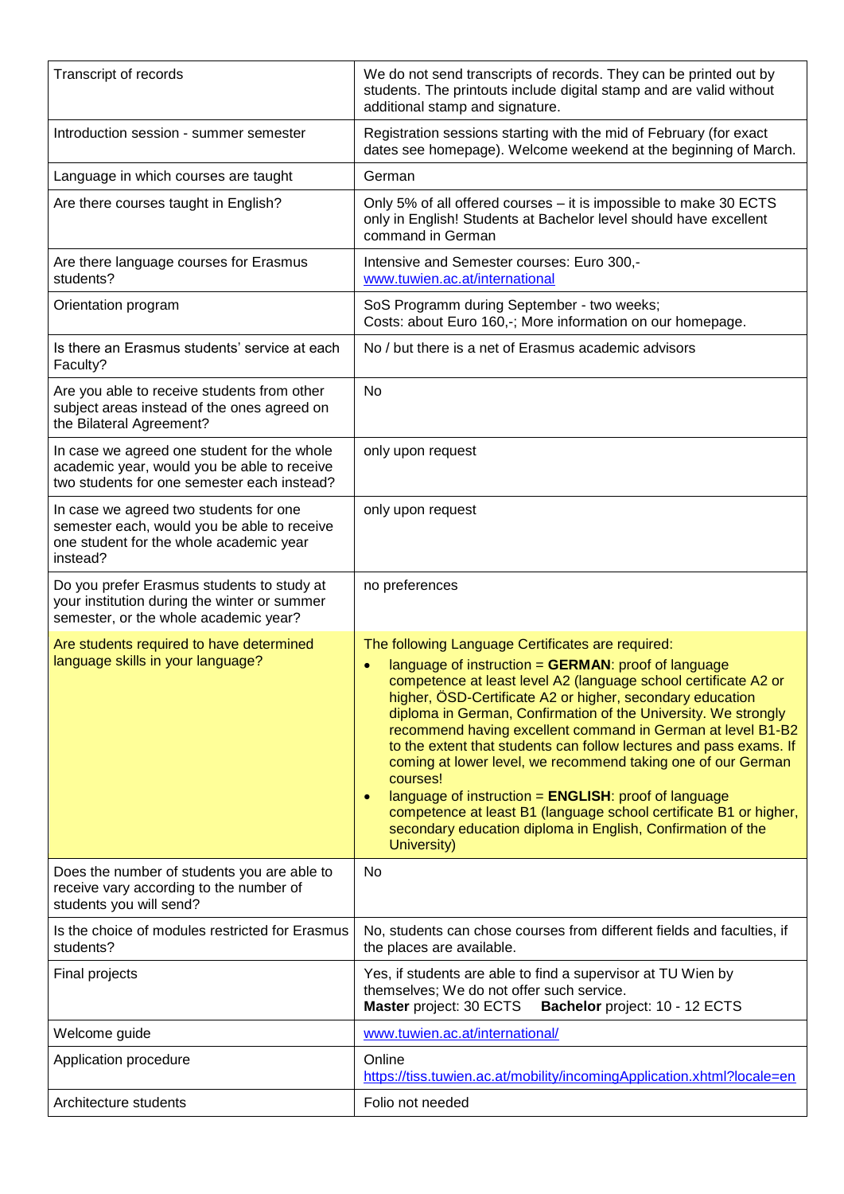| | |
|---|---|
| Transcript of records | We do not send transcripts of records. They can be printed out by students. The printouts include digital stamp and are valid without additional stamp and signature. |
| Introduction session - summer semester | Registration sessions starting with the mid of February (for exact dates see homepage). Welcome weekend at the beginning of March. |
| Language in which courses are taught | German |
| Are there courses taught in English? | Only 5% of all offered courses – it is impossible to make 30 ECTS only in English! Students at Bachelor level should have excellent command in German |
| Are there language courses for Erasmus students? | Intensive and Semester courses: Euro 300,- www.tuwien.ac.at/international |
| Orientation program | SoS Programm during September - two weeks;<br>Costs: about Euro 160,-; More information on our homepage. |
| Is there an Erasmus students' service at each Faculty? | No / but there is a net of Erasmus academic advisors |
| Are you able to receive students from other subject areas instead of the ones agreed on the Bilateral Agreement? | No |
| In case we agreed one student for the whole academic year, would you be able to receive two students for one semester each instead? | only upon request |
| In case we agreed two students for one semester each, would you be able to receive one student for the whole academic year instead? | only upon request |
| Do you prefer Erasmus students to study at your institution during the winter or summer semester, or the whole academic year? | no preferences |
| Are students required to have determined language skills in your language? | The following Language Certificates are required:<br>• language of instruction = **GERMAN**: proof of language competence at least level A2 (language school certificate A2 or higher, ÖSD-Certificate A2 or higher, secondary education diploma in German, Confirmation of the University. We strongly recommend having excellent command in German at level B1-B2 to the extent that students can follow lectures and pass exams. If coming at lower level, we recommend taking one of our German courses!<br>• language of instruction = **ENGLISH**: proof of language competence at least B1 (language school certificate B1 or higher, secondary education diploma in English, Confirmation of the University) |
| Does the number of students you are able to receive vary according to the number of students you will send? | No |
| Is the choice of modules restricted for Erasmus students? | No, students can chose courses from different fields and faculties, if the places are available. |
| Final projects | Yes, if students are able to find a supervisor at TU Wien by themselves; We do not offer such service.<br>**Master** project: 30 ECTS **Bachelor** project: 10 - 12 ECTS |
| Welcome guide | www.tuwien.ac.at/international/ |
| Application procedure | Online<br>https://tiss.tuwien.ac.at/mobility/incomingApplication.xhtml?locale=en |
| Architecture students | Folio not needed |